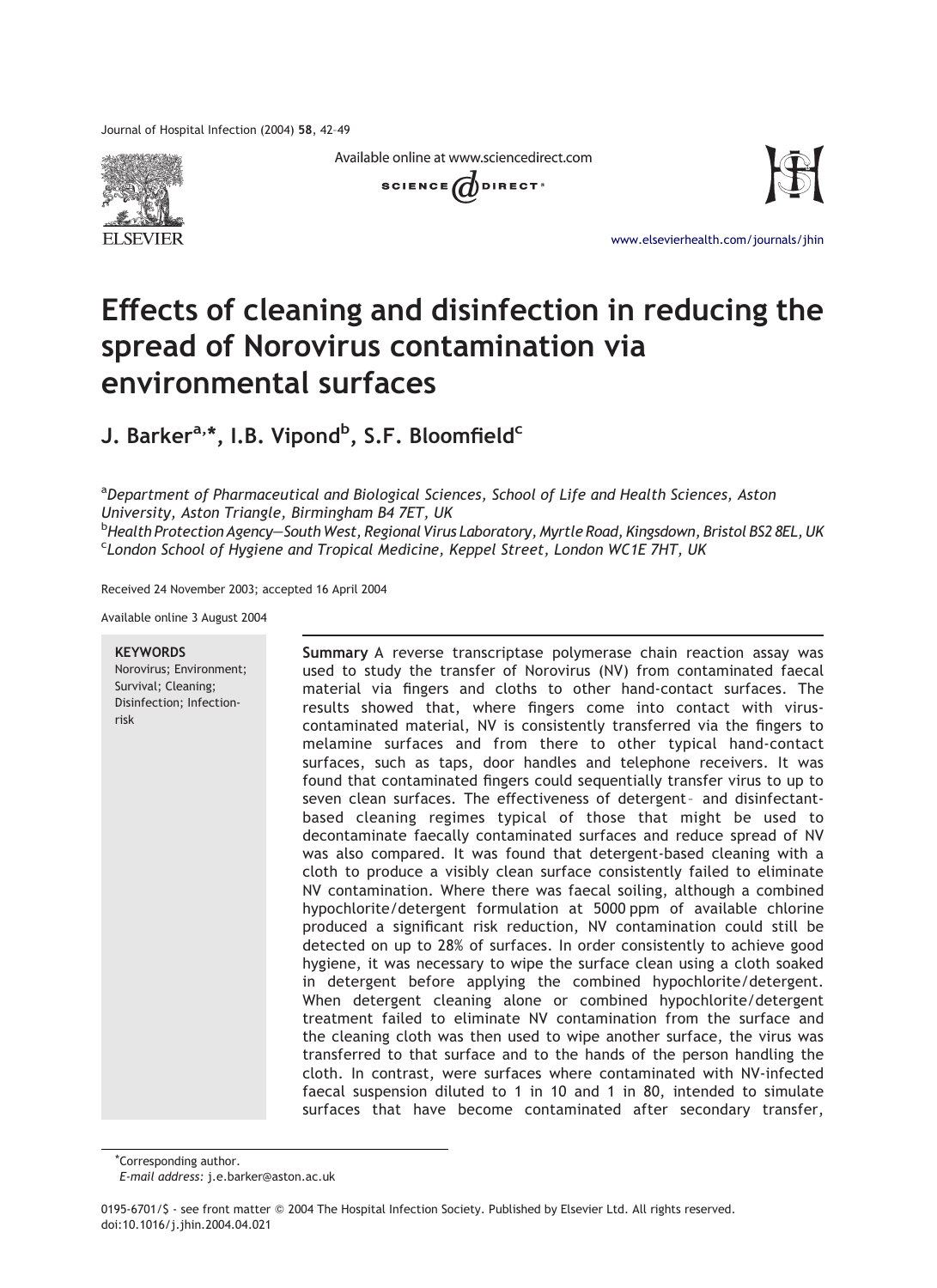# Effects of cleaning and disinfection in reducing the spread of Norovirus contamination via environmental surfaces

**J. Barker[a,*], I.B. Vipond[b], S.F. Bloomfield[c]**

[a]*Department of Pharmaceutical and Biological Sciences, School of Life and Health Sciences, Aston University, Aston Triangle, Birmingham B4 7ET, UK*
[b]*Health Protection Agency—South West, Regional Virus Laboratory, Myrtle Road, Kingsdown, Bristol BS2 8EL, UK*
[c]*London School of Hygiene and Tropical Medicine, Keppel Street, London WC1E 7HT, UK*

Received 24 November 2003; accepted 16 April 2004

Available online 3 August 2004

**KEYWORDS**
Norovirus; Environment; Survival; Cleaning; Disinfection; Infection-risk

**Summary** A reverse transcriptase polymerase chain reaction assay was used to study the transfer of Norovirus (NV) from contaminated faecal material via fingers and cloths to other hand-contact surfaces. The results showed that, where fingers come into contact with virus-contaminated material, NV is consistently transferred via the fingers to melamine surfaces and from there to other typical hand-contact surfaces, such as taps, door handles and telephone receivers. It was found that contaminated fingers could sequentially transfer virus to up to seven clean surfaces. The effectiveness of detergent- and disinfectant-based cleaning regimes typical of those that might be used to decontaminate faecally contaminated surfaces and reduce spread of NV was also compared. It was found that detergent-based cleaning with a cloth to produce a visibly clean surface consistently failed to eliminate NV contamination. Where there was faecal soiling, although a combined hypochlorite/detergent formulation at 5000 ppm of available chlorine produced a significant risk reduction, NV contamination could still be detected on up to 28% of surfaces. In order consistently to achieve good hygiene, it was necessary to wipe the surface clean using a cloth soaked in detergent before applying the combined hypochlorite/detergent. When detergent cleaning alone or combined hypochlorite/detergent treatment failed to eliminate NV contamination from the surface and the cleaning cloth was then used to wipe another surface, the virus was transferred to that surface and to the hands of the person handling the cloth. In contrast, were surfaces where contaminated with NV-infected faecal suspension diluted to 1 in 10 and 1 in 80, intended to simulate surfaces that have become contaminated after secondary transfer,

*Corresponding author.
*E-mail address:* j.e.barker@aston.ac.uk

0195-6701/$ - see front matter © 2004 The Hospital Infection Society. Published by Elsevier Ltd. All rights reserved.
doi:10.1016/j.jhin.2004.04.021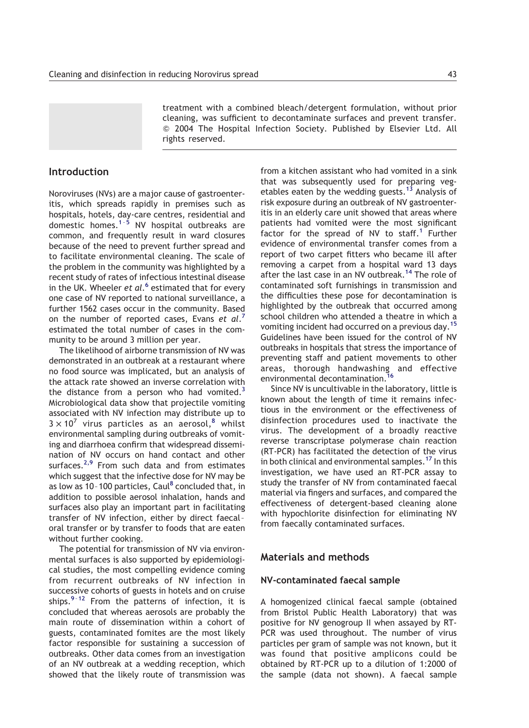treatment with a combined bleach/detergent formulation, without prior cleaning, was sufficient to decontaminate surfaces and prevent transfer. © 2004 The Hospital Infection Society. Published by Elsevier Ltd. All rights reserved.

## Introduction

Noroviruses (NVs) are a major cause of gastroenteritis, which spreads rapidly in premises such as hospitals, hotels, day-care centres, residential and domestic homes.[1–5] NV hospital outbreaks are common, and frequently result in ward closures because of the need to prevent further spread and to facilitate environmental cleaning. The scale of the problem in the community was highlighted by a recent study of rates of infectious intestinal disease in the UK. Wheeler *et al*.[6] estimated that for every one case of NV reported to national surveillance, a further 1562 cases occur in the community. Based on the number of reported cases, Evans *et al*.[7] estimated the total number of cases in the community to be around 3 million per year.

The likelihood of airborne transmission of NV was demonstrated in an outbreak at a restaurant where no food source was implicated, but an analysis of the attack rate showed an inverse correlation with the distance from a person who had vomited.[3] Microbiological data show that projectile vomiting associated with NV infection may distribute up to $3 \times 10^7$ virus particles as an aerosol,[8] whilst environmental sampling during outbreaks of vomiting and diarrhoea confirm that widespread dissemination of NV occurs on hand contact and other surfaces.[2,9] From such data and from estimates which suggest that the infective dose for NV may be as low as 10–100 particles, Caul[8] concluded that, in addition to possible aerosol inhalation, hands and surfaces also play an important part in facilitating transfer of NV infection, either by direct faecal–oral transfer or by transfer to foods that are eaten without further cooking.

The potential for transmission of NV via environmental surfaces is also supported by epidemiological studies, the most compelling evidence coming from recurrent outbreaks of NV infection in successive cohorts of guests in hotels and on cruise ships.[9–12] From the patterns of infection, it is concluded that whereas aerosols are probably the main route of dissemination within a cohort of guests, contaminated fomites are the most likely factor responsible for sustaining a succession of outbreaks. Other data comes from an investigation of an NV outbreak at a wedding reception, which showed that the likely route of transmission was from a kitchen assistant who had vomited in a sink that was subsequently used for preparing vegetables eaten by the wedding guests.[13] Analysis of risk exposure during an outbreak of NV gastroenteritis in an elderly care unit showed that areas where patients had vomited were the most significant factor for the spread of NV to staff.[1] Further evidence of environmental transfer comes from a report of two carpet fitters who became ill after removing a carpet from a hospital ward 13 days after the last case in an NV outbreak.[14] The role of contaminated soft furnishings in transmission and the difficulties these pose for decontamination is highlighted by the outbreak that occurred among school children who attended a theatre in which a vomiting incident had occurred on a previous day.[15] Guidelines have been issued for the control of NV outbreaks in hospitals that stress the importance of preventing staff and patient movements to other areas, thorough handwashing and effective environmental decontamination.[16]

Since NV is uncultivable in the laboratory, little is known about the length of time it remains infectious in the environment or the effectiveness of disinfection procedures used to inactivate the virus. The development of a broadly reactive reverse transcriptase polymerase chain reaction (RT-PCR) has facilitated the detection of the virus in both clinical and environmental samples.[17] In this investigation, we have used an RT-PCR assay to study the transfer of NV from contaminated faecal material via fingers and surfaces, and compared the effectiveness of detergent-based cleaning alone with hypochlorite disinfection for eliminating NV from faecally contaminated surfaces.

## Materials and methods

### NV-contaminated faecal sample

A homogenized clinical faecal sample (obtained from Bristol Public Health Laboratory) that was positive for NV genogroup II when assayed by RT-PCR was used throughout. The number of virus particles per gram of sample was not known, but it was found that positive amplicons could be obtained by RT-PCR up to a dilution of 1:2000 of the sample (data not shown). A faecal sample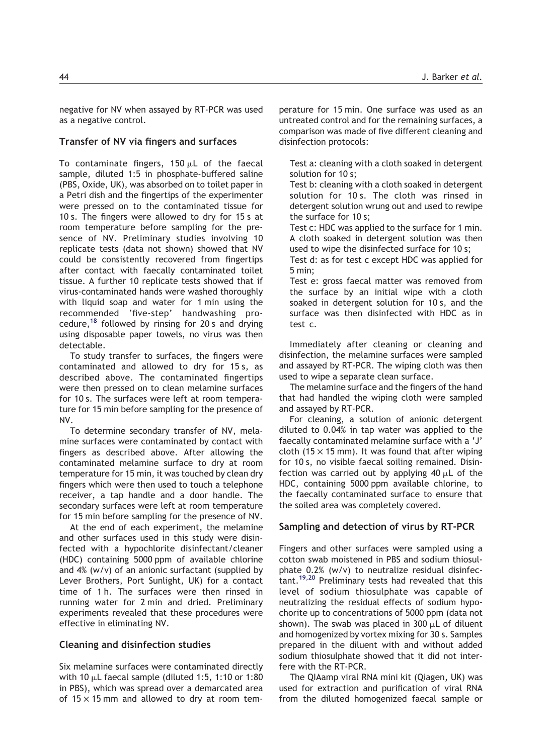negative for NV when assayed by RT-PCR was used as a negative control.

## Transfer of NV via fingers and surfaces

To contaminate fingers, 150 μL of the faecal sample, diluted 1:5 in phosphate-buffered saline (PBS, Oxide, UK), was absorbed on to toilet paper in a Petri dish and the fingertips of the experimenter were pressed on to the contaminated tissue for 10 s. The fingers were allowed to dry for 15 s at room temperature before sampling for the presence of NV. Preliminary studies involving 10 replicate tests (data not shown) showed that NV could be consistently recovered from fingertips after contact with faecally contaminated toilet tissue. A further 10 replicate tests showed that if virus-contaminated hands were washed thoroughly with liquid soap and water for 1 min using the recommended 'five-step' handwashing procedure,[18] followed by rinsing for 20 s and drying using disposable paper towels, no virus was then detectable.

To study transfer to surfaces, the fingers were contaminated and allowed to dry for 15 s, as described above. The contaminated fingertips were then pressed on to clean melamine surfaces for 10 s. The surfaces were left at room temperature for 15 min before sampling for the presence of NV.

To determine secondary transfer of NV, melamine surfaces were contaminated by contact with fingers as described above. After allowing the contaminated melamine surface to dry at room temperature for 15 min, it was touched by clean dry fingers which were then used to touch a telephone receiver, a tap handle and a door handle. The secondary surfaces were left at room temperature for 15 min before sampling for the presence of NV.

At the end of each experiment, the melamine and other surfaces used in this study were disinfected with a hypochlorite disinfectant/cleaner (HDC) containing 5000 ppm of available chlorine and 4% (w/v) of an anionic surfactant (supplied by Lever Brothers, Port Sunlight, UK) for a contact time of 1 h. The surfaces were then rinsed in running water for 2 min and dried. Preliminary experiments revealed that these procedures were effective in eliminating NV.

## Cleaning and disinfection studies

Six melamine surfaces were contaminated directly with 10 μL faecal sample (diluted 1:5, 1:10 or 1:80 in PBS), which was spread over a demarcated area of 15 × 15 mm and allowed to dry at room temperature for 15 min. One surface was used as an untreated control and for the remaining surfaces, a comparison was made of five different cleaning and disinfection protocols:

Test a: cleaning with a cloth soaked in detergent solution for 10 s;

Test b: cleaning with a cloth soaked in detergent solution for 10 s. The cloth was rinsed in detergent solution wrung out and used to rewipe the surface for 10 s;

Test c: HDC was applied to the surface for 1 min. A cloth soaked in detergent solution was then used to wipe the disinfected surface for 10 s;

Test d: as for test c except HDC was applied for 5 min;

Test e: gross faecal matter was removed from the surface by an initial wipe with a cloth soaked in detergent solution for 10 s, and the surface was then disinfected with HDC as in test c.

Immediately after cleaning or cleaning and disinfection, the melamine surfaces were sampled and assayed by RT-PCR. The wiping cloth was then used to wipe a separate clean surface.

The melamine surface and the fingers of the hand that had handled the wiping cloth were sampled and assayed by RT-PCR.

For cleaning, a solution of anionic detergent diluted to 0.04% in tap water was applied to the faecally contaminated melamine surface with a 'J' cloth (15 × 15 mm). It was found that after wiping for 10 s, no visible faecal soiling remained. Disinfection was carried out by applying 40 μL of the HDC, containing 5000 ppm available chlorine, to the faecally contaminated surface to ensure that the soiled area was completely covered.

## Sampling and detection of virus by RT-PCR

Fingers and other surfaces were sampled using a cotton swab moistened in PBS and sodium thiosulphate 0.2% (w/v) to neutralize residual disinfectant.[19,20] Preliminary tests had revealed that this level of sodium thiosulphate was capable of neutralizing the residual effects of sodium hypochorite up to concentrations of 5000 ppm (data not shown). The swab was placed in 300 μL of diluent and homogenized by vortex mixing for 30 s. Samples prepared in the diluent with and without added sodium thiosulphate showed that it did not interfere with the RT-PCR.

The QIAamp viral RNA mini kit (Qiagen, UK) was used for extraction and purification of viral RNA from the diluted homogenized faecal sample or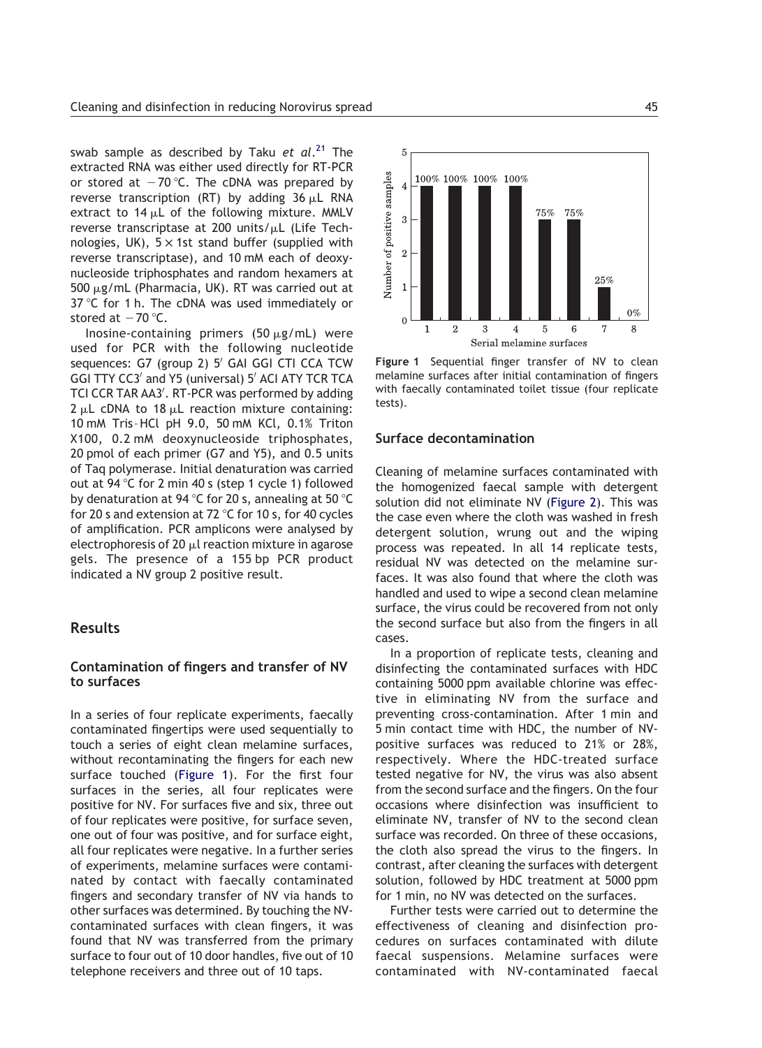swab sample as described by Taku *et al*.[21] The extracted RNA was either used directly for RT-PCR or stored at −70 °C. The cDNA was prepared by reverse transcription (RT) by adding 36 μL RNA extract to 14 μL of the following mixture. MMLV reverse transcriptase at 200 units/μL (Life Technologies, UK), 5 × 1st stand buffer (supplied with reverse transcriptase), and 10 mM each of deoxynucleoside triphosphates and random hexamers at 500 μg/mL (Pharmacia, UK). RT was carried out at 37 °C for 1 h. The cDNA was used immediately or stored at −70 °C.

Inosine-containing primers (50 μg/mL) were used for PCR with the following nucleotide sequences: G7 (group 2) 5′ GAI GGI CTI CCA TCW GGI TTY CC3′ and Y5 (universal) 5′ ACI ATY TCR TCA TCI CCR TAR AA3′. RT-PCR was performed by adding 2 μL cDNA to 18 μL reaction mixture containing: 10 mM Tris–HCl pH 9.0, 50 mM KCl, 0.1% Triton X100, 0.2 mM deoxynucleoside triphosphates, 20 pmol of each primer (G7 and Y5), and 0.5 units of Taq polymerase. Initial denaturation was carried out at 94 °C for 2 min 40 s (step 1 cycle 1) followed by denaturation at 94 °C for 20 s, annealing at 50 °C for 20 s and extension at 72 °C for 10 s, for 40 cycles of amplification. PCR amplicons were analysed by electrophoresis of 20 μl reaction mixture in agarose gels. The presence of a 155 bp PCR product indicated a NV group 2 positive result.

## Results

### Contamination of fingers and transfer of NV to surfaces

In a series of four replicate experiments, faecally contaminated fingertips were used sequentially to touch a series of eight clean melamine surfaces, without recontaminating the fingers for each new surface touched (Figure 1). For the first four surfaces in the series, all four replicates were positive for NV. For surfaces five and six, three out of four replicates were positive, for surface seven, one out of four was positive, and for surface eight, all four replicates were negative. In a further series of experiments, melamine surfaces were contaminated by contact with faecally contaminated fingers and secondary transfer of NV via hands to other surfaces was determined. By touching the NV-contaminated surfaces with clean fingers, it was found that NV was transferred from the primary surface to four out of 10 door handles, five out of 10 telephone receivers and three out of 10 taps.

| Serial melamine surfaces | Number of positive samples | % |
|---|---|---|
| 1 | 4 | 100% |
| 2 | 4 | 100% |
| 3 | 4 | 100% |
| 4 | 4 | 100% |
| 5 | 3 | 75% |
| 6 | 3 | 75% |
| 7 | 1 | 25% |
| 8 | 0 | 0% |

**Figure 1** Sequential finger transfer of NV to clean melamine surfaces after initial contamination of fingers with faecally contaminated toilet tissue (four replicate tests).

### Surface decontamination

Cleaning of melamine surfaces contaminated with the homogenized faecal sample with detergent solution did not eliminate NV (Figure 2). This was the case even where the cloth was washed in fresh detergent solution, wrung out and the wiping process was repeated. In all 14 replicate tests, residual NV was detected on the melamine surfaces. It was also found that where the cloth was handled and used to wipe a second clean melamine surface, the virus could be recovered from not only the second surface but also from the fingers in all cases.

In a proportion of replicate tests, cleaning and disinfecting the contaminated surfaces with HDC containing 5000 ppm available chlorine was effective in eliminating NV from the surface and preventing cross-contamination. After 1 min and 5 min contact time with HDC, the number of NV-positive surfaces was reduced to 21% or 28%, respectively. Where the HDC-treated surface tested negative for NV, the virus was also absent from the second surface and the fingers. On the four occasions where disinfection was insufficient to eliminate NV, transfer of NV to the second clean surface was recorded. On three of these occasions, the cloth also spread the virus to the fingers. In contrast, after cleaning the surfaces with detergent solution, followed by HDC treatment at 5000 ppm for 1 min, no NV was detected on the surfaces.

Further tests were carried out to determine the effectiveness of cleaning and disinfection procedures on surfaces contaminated with dilute faecal suspensions. Melamine surfaces were contaminated with NV-contaminated faecal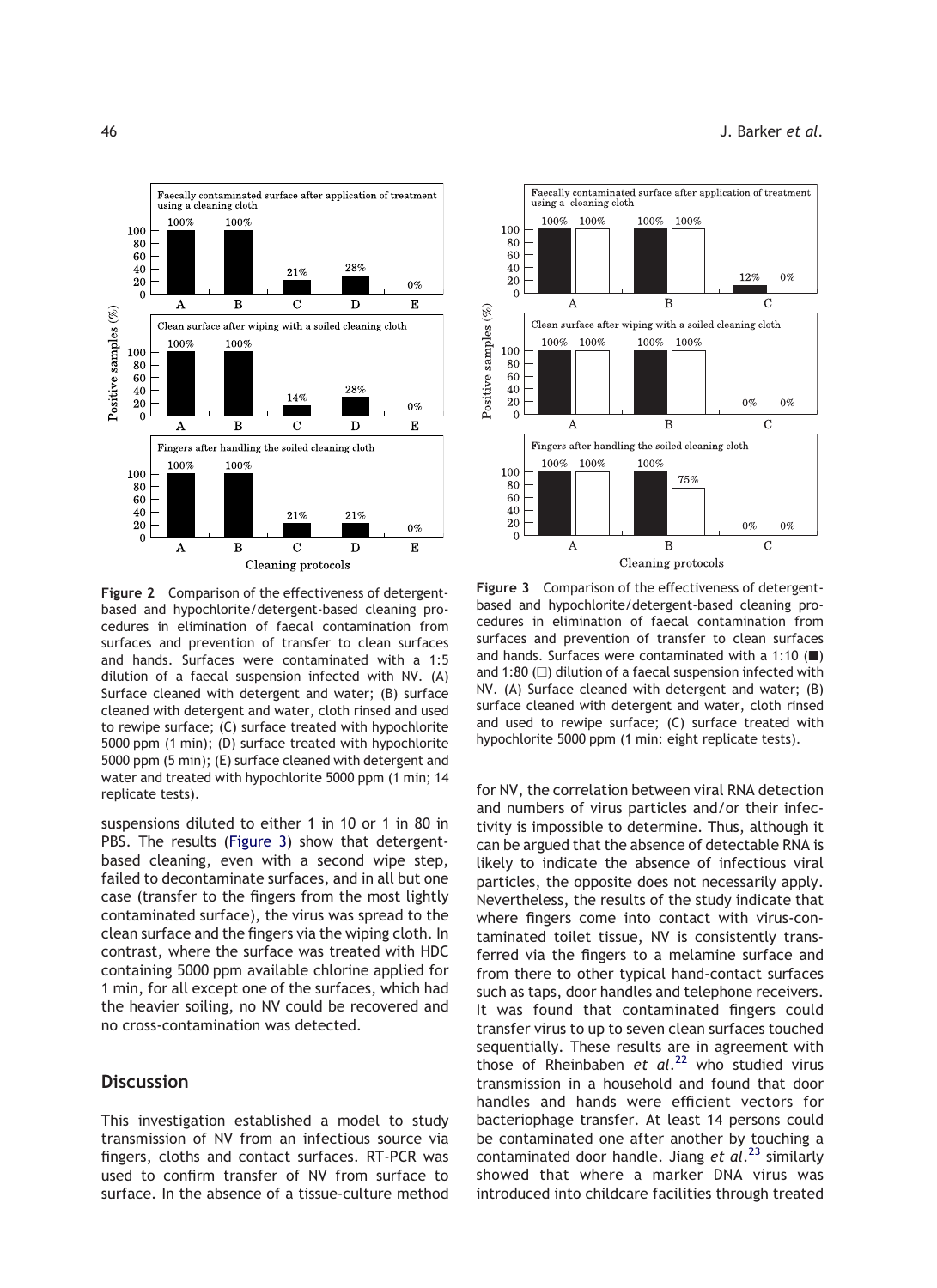Figure 2 Comparison of the effectiveness of detergent-based and hypochlorite/detergent-based cleaning procedures in elimination of faecal contamination from surfaces and prevention of transfer to clean surfaces and hands. Surfaces were contaminated with a 1:5 dilution of a faecal suspension infected with NV. (A) Surface cleaned with detergent and water; (B) surface cleaned with detergent and water, cloth rinsed and used to rewipe surface; (C) surface treated with hypochlorite 5000 ppm (1 min); (D) surface treated with hypochlorite 5000 ppm (5 min); (E) surface cleaned with detergent and water and treated with hypochlorite 5000 ppm (1 min; 14 replicate tests).

Figure 3 Comparison of the effectiveness of detergent-based and hypochlorite/detergent-based cleaning procedures in elimination of faecal contamination from surfaces and prevention of transfer to clean surfaces and hands. Surfaces were contaminated with a 1:10 (■) and 1:80 (□) dilution of a faecal suspension infected with NV. (A) Surface cleaned with detergent and water; (B) surface cleaned with detergent and water, cloth rinsed and used to rewipe surface; (C) surface treated with hypochlorite 5000 ppm (1 min: eight replicate tests).

suspensions diluted to either 1 in 10 or 1 in 80 in PBS. The results (Figure 3) show that detergent-based cleaning, even with a second wipe step, failed to decontaminate surfaces, and in all but one case (transfer to the fingers from the most lightly contaminated surface), the virus was spread to the clean surface and the fingers via the wiping cloth. In contrast, where the surface was treated with HDC containing 5000 ppm available chlorine applied for 1 min, for all except one of the surfaces, which had the heavier soiling, no NV could be recovered and no cross-contamination was detected.

## Discussion

This investigation established a model to study transmission of NV from an infectious source via fingers, cloths and contact surfaces. RT-PCR was used to confirm transfer of NV from surface to surface. In the absence of a tissue-culture method for NV, the correlation between viral RNA detection and numbers of virus particles and/or their infectivity is impossible to determine. Thus, although it can be argued that the absence of detectable RNA is likely to indicate the absence of infectious viral particles, the opposite does not necessarily apply. Nevertheless, the results of the study indicate that where fingers come into contact with virus-contaminated toilet tissue, NV is consistently transferred via the fingers to a melamine surface and from there to other typical hand-contact surfaces such as taps, door handles and telephone receivers. It was found that contaminated fingers could transfer virus to up to seven clean surfaces touched sequentially. These results are in agreement with those of Rheinbaben *et al.*[22] who studied virus transmission in a household and found that door handles and hands were efficient vectors for bacteriophage transfer. At least 14 persons could be contaminated one after another by touching a contaminated door handle. Jiang *et al.*[23] similarly showed that where a marker DNA virus was introduced into childcare facilities through treated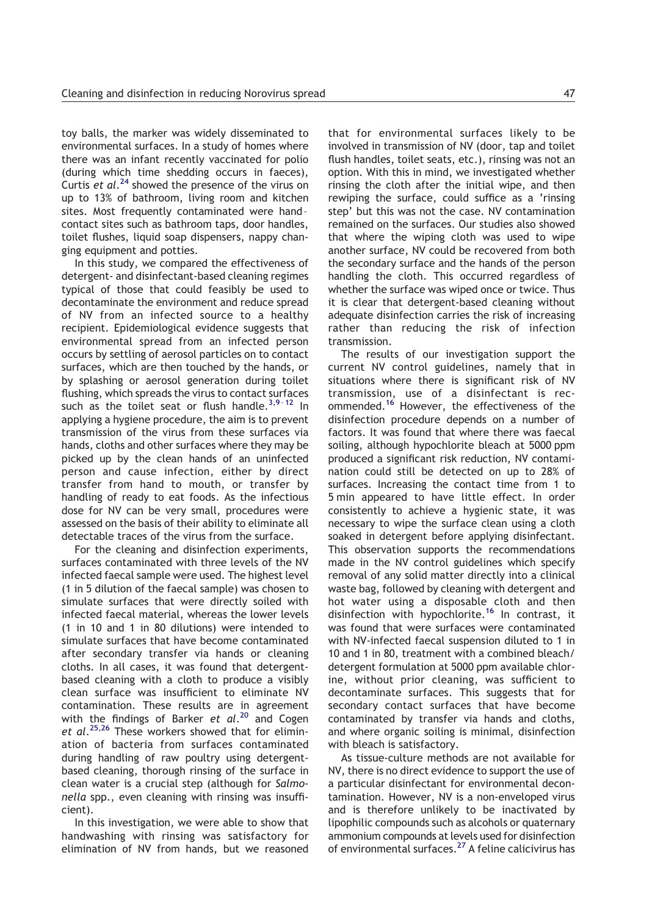toy balls, the marker was widely disseminated to environmental surfaces. In a study of homes where there was an infant recently vaccinated for polio (during which time shedding occurs in faeces), Curtis *et al*.[24] showed the presence of the virus on up to 13% of bathroom, living room and kitchen sites. Most frequently contaminated were hand-contact sites such as bathroom taps, door handles, toilet flushes, liquid soap dispensers, nappy changing equipment and potties.

In this study, we compared the effectiveness of detergent- and disinfectant-based cleaning regimes typical of those that could feasibly be used to decontaminate the environment and reduce spread of NV from an infected source to a healthy recipient. Epidemiological evidence suggests that environmental spread from an infected person occurs by settling of aerosol particles on to contact surfaces, which are then touched by the hands, or by splashing or aerosol generation during toilet flushing, which spreads the virus to contact surfaces such as the toilet seat or flush handle.[3,9–12] In applying a hygiene procedure, the aim is to prevent transmission of the virus from these surfaces via hands, cloths and other surfaces where they may be picked up by the clean hands of an uninfected person and cause infection, either by direct transfer from hand to mouth, or transfer by handling of ready to eat foods. As the infectious dose for NV can be very small, procedures were assessed on the basis of their ability to eliminate all detectable traces of the virus from the surface.

For the cleaning and disinfection experiments, surfaces contaminated with three levels of the NV infected faecal sample were used. The highest level (1 in 5 dilution of the faecal sample) was chosen to simulate surfaces that were directly soiled with infected faecal material, whereas the lower levels (1 in 10 and 1 in 80 dilutions) were intended to simulate surfaces that have become contaminated after secondary transfer via hands or cleaning cloths. In all cases, it was found that detergent-based cleaning with a cloth to produce a visibly clean surface was insufficient to eliminate NV contamination. These results are in agreement with the findings of Barker *et al*.[20] and Cogen *et al*.[25,26] These workers showed that for elimination of bacteria from surfaces contaminated during handling of raw poultry using detergent-based cleaning, thorough rinsing of the surface in clean water is a crucial step (although for *Salmonella* spp., even cleaning with rinsing was insufficient).

In this investigation, we were able to show that handwashing with rinsing was satisfactory for elimination of NV from hands, but we reasoned that for environmental surfaces likely to be involved in transmission of NV (door, tap and toilet flush handles, toilet seats, etc.), rinsing was not an option. With this in mind, we investigated whether rinsing the cloth after the initial wipe, and then rewiping the surface, could suffice as a 'rinsing step' but this was not the case. NV contamination remained on the surfaces. Our studies also showed that where the wiping cloth was used to wipe another surface, NV could be recovered from both the secondary surface and the hands of the person handling the cloth. This occurred regardless of whether the surface was wiped once or twice. Thus it is clear that detergent-based cleaning without adequate disinfection carries the risk of increasing rather than reducing the risk of infection transmission.

The results of our investigation support the current NV control guidelines, namely that in situations where there is significant risk of NV transmission, use of a disinfectant is recommended.[16] However, the effectiveness of the disinfection procedure depends on a number of factors. It was found that where there was faecal soiling, although hypochlorite bleach at 5000 ppm produced a significant risk reduction, NV contamination could still be detected on up to 28% of surfaces. Increasing the contact time from 1 to 5 min appeared to have little effect. In order consistently to achieve a hygienic state, it was necessary to wipe the surface clean using a cloth soaked in detergent before applying disinfectant. This observation supports the recommendations made in the NV control guidelines which specify removal of any solid matter directly into a clinical waste bag, followed by cleaning with detergent and hot water using a disposable cloth and then disinfection with hypochlorite.[16] In contrast, it was found that were surfaces were contaminated with NV-infected faecal suspension diluted to 1 in 10 and 1 in 80, treatment with a combined bleach/detergent formulation at 5000 ppm available chlorine, without prior cleaning, was sufficient to decontaminate surfaces. This suggests that for secondary contact surfaces that have become contaminated by transfer via hands and cloths, and where organic soiling is minimal, disinfection with bleach is satisfactory.

As tissue-culture methods are not available for NV, there is no direct evidence to support the use of a particular disinfectant for environmental decontamination. However, NV is a non-enveloped virus and is therefore unlikely to be inactivated by lipophilic compounds such as alcohols or quaternary ammonium compounds at levels used for disinfection of environmental surfaces.[27] A feline calicivirus has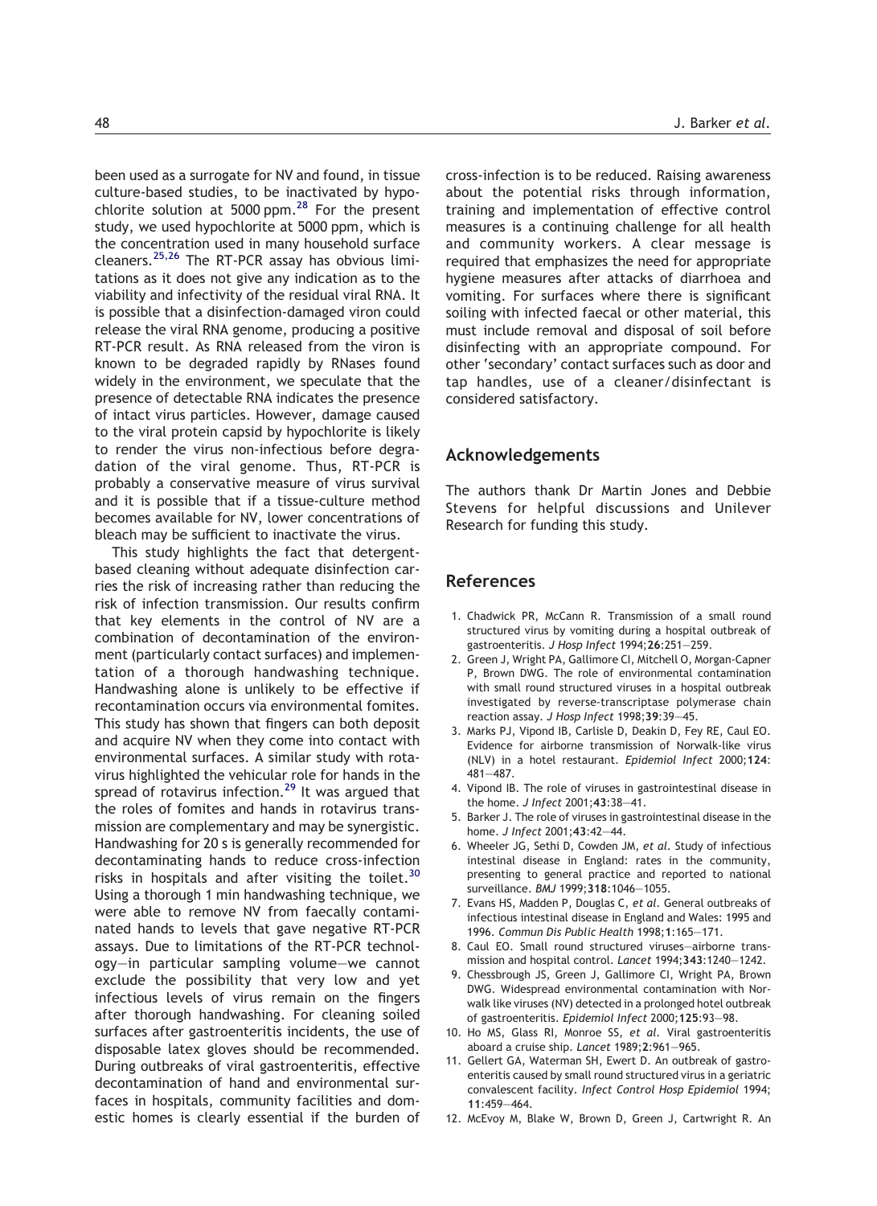been used as a surrogate for NV and found, in tissue culture-based studies, to be inactivated by hypochlorite solution at 5000 ppm.[28] For the present study, we used hypochlorite at 5000 ppm, which is the concentration used in many household surface cleaners.[25,26] The RT-PCR assay has obvious limitations as it does not give any indication as to the viability and infectivity of the residual viral RNA. It is possible that a disinfection-damaged viron could release the viral RNA genome, producing a positive RT-PCR result. As RNA released from the viron is known to be degraded rapidly by RNases found widely in the environment, we speculate that the presence of detectable RNA indicates the presence of intact virus particles. However, damage caused to the viral protein capsid by hypochlorite is likely to render the virus non-infectious before degradation of the viral genome. Thus, RT-PCR is probably a conservative measure of virus survival and it is possible that if a tissue-culture method becomes available for NV, lower concentrations of bleach may be sufficient to inactivate the virus.

This study highlights the fact that detergent-based cleaning without adequate disinfection carries the risk of increasing rather than reducing the risk of infection transmission. Our results confirm that key elements in the control of NV are a combination of decontamination of the environment (particularly contact surfaces) and implementation of a thorough handwashing technique. Handwashing alone is unlikely to be effective if recontamination occurs via environmental fomites. This study has shown that fingers can both deposit and acquire NV when they come into contact with environmental surfaces. A similar study with rotavirus highlighted the vehicular role for hands in the spread of rotavirus infection.[29] It was argued that the roles of fomites and hands in rotavirus transmission are complementary and may be synergistic. Handwashing for 20 s is generally recommended for decontaminating hands to reduce cross-infection risks in hospitals and after visiting the toilet.[30] Using a thorough 1 min handwashing technique, we were able to remove NV from faecally contaminated hands to levels that gave negative RT-PCR assays. Due to limitations of the RT-PCR technology—in particular sampling volume—we cannot exclude the possibility that very low and yet infectious levels of virus remain on the fingers after thorough handwashing. For cleaning soiled surfaces after gastroenteritis incidents, the use of disposable latex gloves should be recommended. During outbreaks of viral gastroenteritis, effective decontamination of hand and environmental surfaces in hospitals, community facilities and domestic homes is clearly essential if the burden of cross-infection is to be reduced. Raising awareness about the potential risks through information, training and implementation of effective control measures is a continuing challenge for all health and community workers. A clear message is required that emphasizes the need for appropriate hygiene measures after attacks of diarrhoea and vomiting. For surfaces where there is significant soiling with infected faecal or other material, this must include removal and disposal of soil before disinfecting with an appropriate compound. For other 'secondary' contact surfaces such as door and tap handles, use of a cleaner/disinfectant is considered satisfactory.

## Acknowledgements

The authors thank Dr Martin Jones and Debbie Stevens for helpful discussions and Unilever Research for funding this study.

## References

1. Chadwick PR, McCann R. Transmission of a small round structured virus by vomiting during a hospital outbreak of gastroenteritis. *J Hosp Infect* 1994;**26**:251—259.
2. Green J, Wright PA, Gallimore CI, Mitchell O, Morgan-Capner P, Brown DWG. The role of environmental contamination with small round structured viruses in a hospital outbreak investigated by reverse-transcriptase polymerase chain reaction assay. *J Hosp Infect* 1998;**39**:39—45.
3. Marks PJ, Vipond IB, Carlisle D, Deakin D, Fey RE, Caul EO. Evidence for airborne transmission of Norwalk-like virus (NLV) in a hotel restaurant. *Epidemiol Infect* 2000;**124**:481—487.
4. Vipond IB. The role of viruses in gastrointestinal disease in the home. *J Infect* 2001;**43**:38—41.
5. Barker J. The role of viruses in gastrointestinal disease in the home. *J Infect* 2001;**43**:42—44.
6. Wheeler JG, Sethi D, Cowden JM, *et al*. Study of infectious intestinal disease in England: rates in the community, presenting to general practice and reported to national surveillance. *BMJ* 1999;**318**:1046—1055.
7. Evans HS, Madden P, Douglas C, *et al*. General outbreaks of infectious intestinal disease in England and Wales: 1995 and 1996. *Commun Dis Public Health* 1998;**1**:165—171.
8. Caul EO. Small round structured viruses—airborne transmission and hospital control. *Lancet* 1994;**343**:1240—1242.
9. Chessbrough JS, Green J, Gallimore CI, Wright PA, Brown DWG. Widespread environmental contamination with Norwalk like viruses (NV) detected in a prolonged hotel outbreak of gastroenteritis. *Epidemiol Infect* 2000;**125**:93—98.
10. Ho MS, Glass RI, Monroe SS, *et al*. Viral gastroenteritis aboard a cruise ship. *Lancet* 1989;**2**:961—965.
11. Gellert GA, Waterman SH, Ewert D. An outbreak of gastroenteritis caused by small round structured virus in a geriatric convalescent facility. *Infect Control Hosp Epidemiol* 1994;**11**:459—464.
12. McEvoy M, Blake W, Brown D, Green J, Cartwright R. An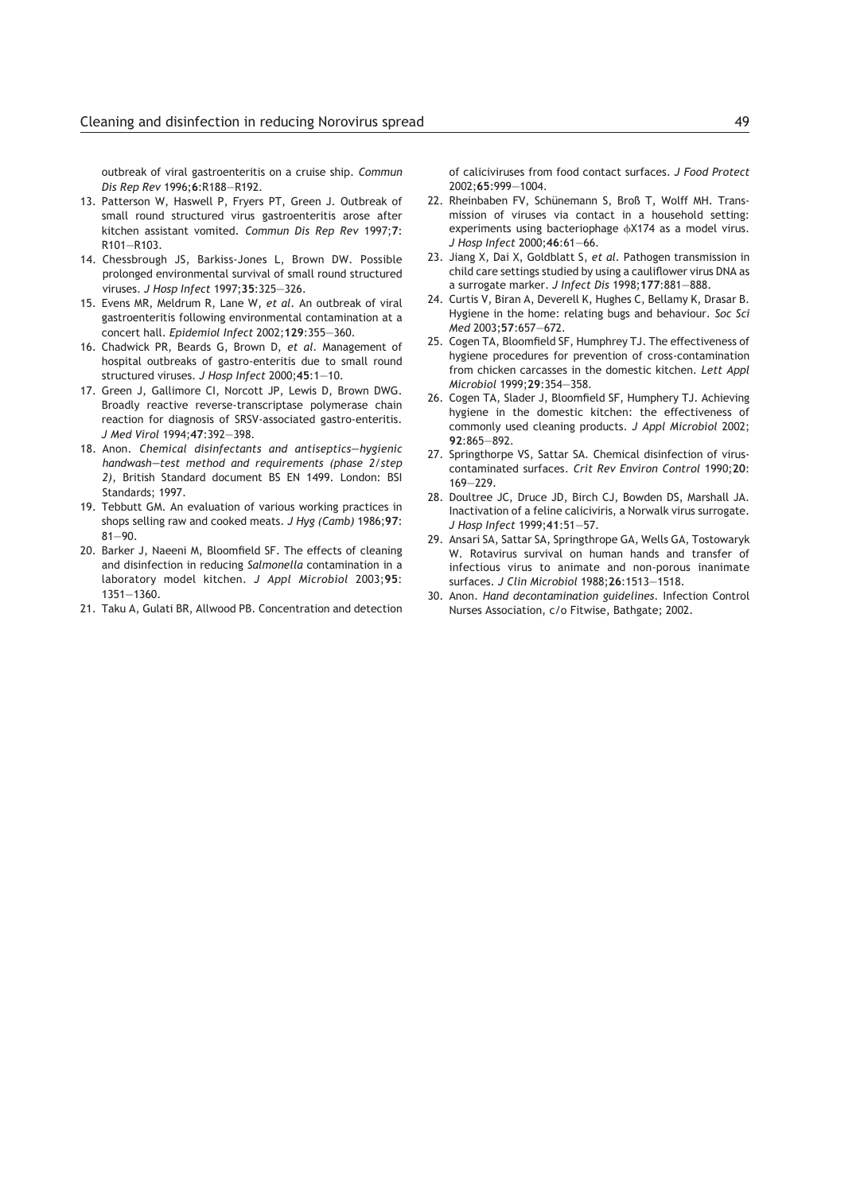outbreak of viral gastroenteritis on a cruise ship. *Commun Dis Rep Rev* 1996;**6**:R188—R192.

13. Patterson W, Haswell P, Fryers PT, Green J. Outbreak of small round structured virus gastroenteritis arose after kitchen assistant vomited. *Commun Dis Rep Rev* 1997;**7**: R101—R103.
14. Chessbrough JS, Barkiss-Jones L, Brown DW. Possible prolonged environmental survival of small round structured viruses. *J Hosp Infect* 1997;**35**:325—326.
15. Evens MR, Meldrum R, Lane W, *et al*. An outbreak of viral gastroenteritis following environmental contamination at a concert hall. *Epidemiol Infect* 2002;**129**:355—360.
16. Chadwick PR, Beards G, Brown D, *et al*. Management of hospital outbreaks of gastro-enteritis due to small round structured viruses. *J Hosp Infect* 2000;**45**:1—10.
17. Green J, Gallimore CI, Norcott JP, Lewis D, Brown DWG. Broadly reactive reverse-transcriptase polymerase chain reaction for diagnosis of SRSV-associated gastro-enteritis. *J Med Virol* 1994;**47**:392—398.
18. Anon. *Chemical disinfectants and antiseptics—hygienic handwash—test method and requirements (phase 2/step 2)*, British Standard document BS EN 1499. London: BSI Standards; 1997.
19. Tebbutt GM. An evaluation of various working practices in shops selling raw and cooked meats. *J Hyg (Camb)* 1986;**97**: 81—90.
20. Barker J, Naeeni M, Bloomfield SF. The effects of cleaning and disinfection in reducing *Salmonella* contamination in a laboratory model kitchen. *J Appl Microbiol* 2003;**95**: 1351—1360.
21. Taku A, Gulati BR, Allwood PB. Concentration and detection of caliciviruses from food contact surfaces. *J Food Protect* 2002;**65**:999—1004.
22. Rheinbaben FV, Schünemann S, Broß T, Wolff MH. Transmission of viruses via contact in a household setting: experiments using bacteriophage ϕX174 as a model virus. *J Hosp Infect* 2000;**46**:61—66.
23. Jiang X, Dai X, Goldblatt S, *et al*. Pathogen transmission in child care settings studied by using a cauliflower virus DNA as a surrogate marker. *J Infect Dis* 1998;**177**:881—888.
24. Curtis V, Biran A, Deverell K, Hughes C, Bellamy K, Drasar B. Hygiene in the home: relating bugs and behaviour. *Soc Sci Med* 2003;**57**:657—672.
25. Cogen TA, Bloomfield SF, Humphrey TJ. The effectiveness of hygiene procedures for prevention of cross-contamination from chicken carcasses in the domestic kitchen. *Lett Appl Microbiol* 1999;**29**:354—358.
26. Cogen TA, Slader J, Bloomfield SF, Humphery TJ. Achieving hygiene in the domestic kitchen: the effectiveness of commonly used cleaning products. *J Appl Microbiol* 2002; **92**:865—892.
27. Springthorpe VS, Sattar SA. Chemical disinfection of virus-contaminated surfaces. *Crit Rev Environ Control* 1990;**20**: 169—229.
28. Doultree JC, Druce JD, Birch CJ, Bowden DS, Marshall JA. Inactivation of a feline caliciviris, a Norwalk virus surrogate. *J Hosp Infect* 1999;**41**:51—57.
29. Ansari SA, Sattar SA, Springthrope GA, Wells GA, Tostowaryk W. Rotavirus survival on human hands and transfer of infectious virus to animate and non-porous inanimate surfaces. *J Clin Microbiol* 1988;**26**:1513—1518.
30. Anon. *Hand decontamination guidelines*. Infection Control Nurses Association, c/o Fitwise, Bathgate; 2002.